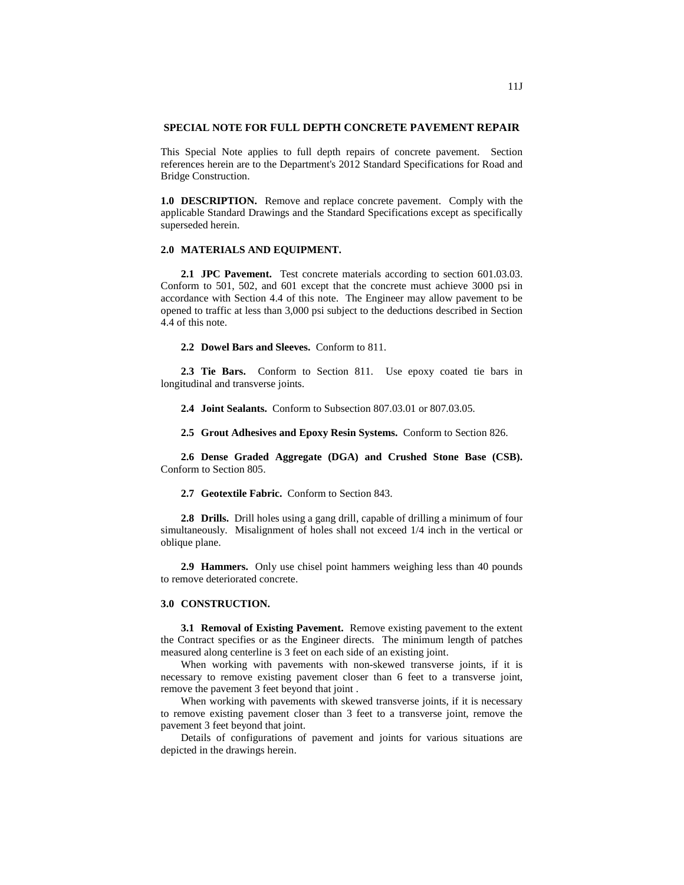## SPECIAL NOTE FOR FULL DEPTH CONCRETE PAVEMENT REPAIR

This Special Note applies to full depth repairs of concrete pavement. Section references herein are to the Department's 2012 Standard Specifications for Road and Bridge Construction.

**1.0 DESCRIPTION.** Remove and replace concrete pavement. Comply with the applicable Standard Drawings and the Standard Specifications except as specifically superseded herein.

### 2.0 MATERIALS AND EQUIPMENT.

**2.1 JPC Pavement.** Test concrete materials according to section 601.03.03. Conform to 501, 502, and 601 except that the concrete must achieve 3000 psi in accordance with Section 4.4 of this note. The Engineer may allow pavement to be opened to traffic at less than 3,000 psi subject to the deductions described in Section 4.4 of this note.

**2.2 Dowel Bars and Sleeves.** Conform to 811.

**2.3 Tie Bars.** Conform to Section 811. Use epoxy coated tie bars in longitudinal and transverse joints.

**2.4 Joint Sealants.** Conform to Subsection 807.03.01 or 807.03.05.

**2.5 Grout Adhesives and Epoxy Resin Systems.** Conform to Section 826.

**2.6 Dense Graded Aggregate (DGA) and Crushed Stone Base (CSB).** Conform to Section 805.

**2.7 Geotextile Fabric.** Conform to Section 843.

**2.8 Drills.** Drill holes using a gang drill, capable of drilling a minimum of four simultaneously. Misalignment of holes shall not exceed 1/4 inch in the vertical or oblique plane.

**2.9 Hammers.** Only use chisel point hammers weighing less than 40 pounds to remove deteriorated concrete.

### 3.0 CONSTRUCTION.

**3.1 Removal of Existing Pavement.** Remove existing pavement to the extent the Contract specifies or as the Engineer directs. The minimum length of patches measured along centerline is 3 feet on each side of an existing joint.

When working with pavements with non-skewed transverse joints, if it is necessary to remove existing pavement closer than 6 feet to a transverse joint, remove the pavement 3 feet beyond that joint .

When working with pavements with skewed transverse joints, if it is necessary to remove existing pavement closer than 3 feet to a transverse joint, remove the pavement 3 feet beyond that joint.

Details of configurations of pavement and joints for various situations are depicted in the drawings herein.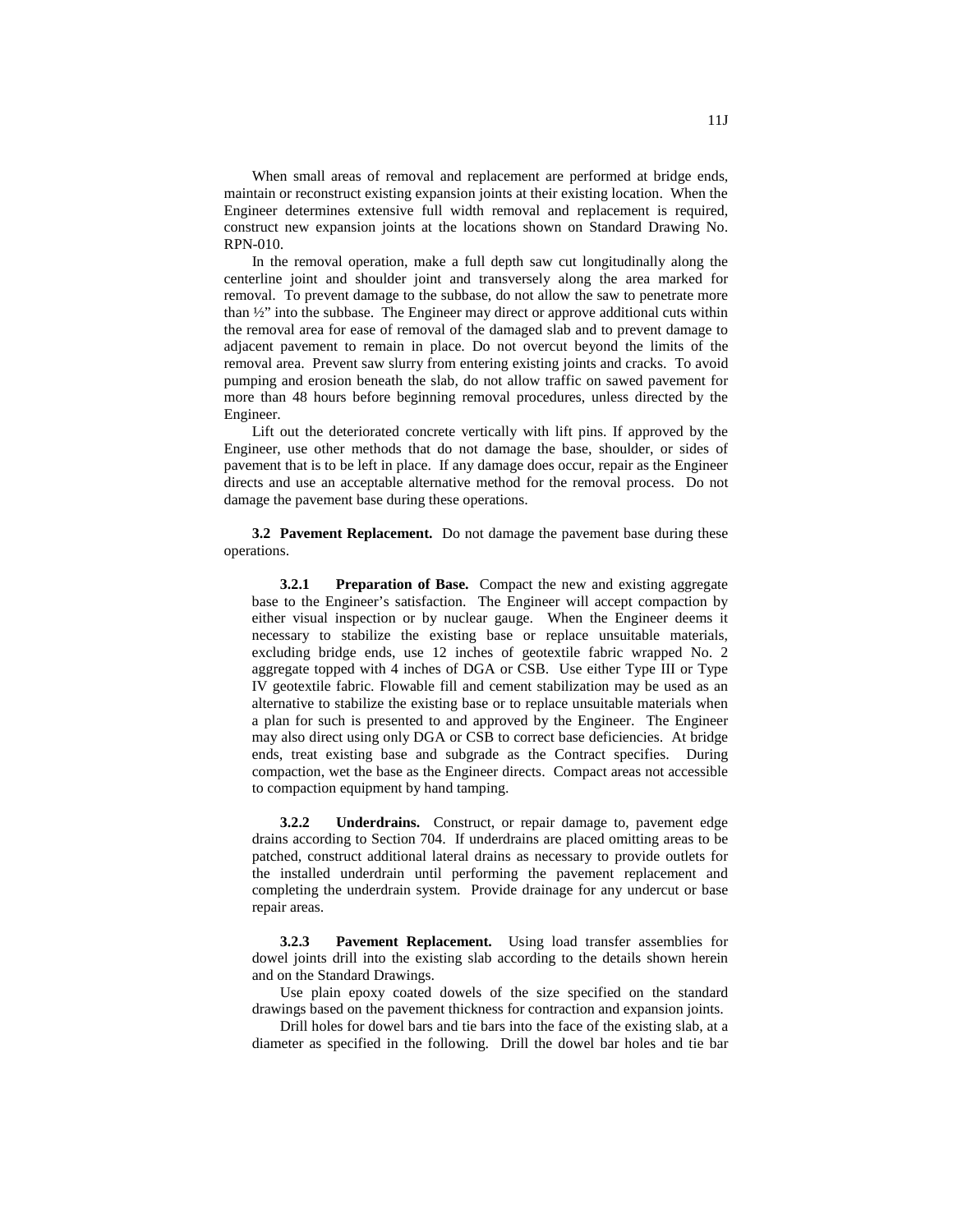When small areas of removal and replacement are performed at bridge ends, maintain or reconstruct existing expansion joints at their existing location. When the Engineer determines extensive full width removal and replacement is required, construct new expansion joints at the locations shown on Standard Drawing No. RPN-010.

In the removal operation, make a full depth saw cut longitudinally along the centerline joint and shoulder joint and transversely along the area marked for removal. To prevent damage to the subbase, do not allow the saw to penetrate more than ½" into the subbase. The Engineer may direct or approve additional cuts within the removal area for ease of removal of the damaged slab and to prevent damage to adjacent pavement to remain in place. Do not overcut beyond the limits of the removal area. Prevent saw slurry from entering existing joints and cracks. To avoid pumping and erosion beneath the slab, do not allow traffic on sawed pavement for more than 48 hours before beginning removal procedures, unless directed by the Engineer.

Lift out the deteriorated concrete vertically with lift pins. If approved by the Engineer, use other methods that do not damage the base, shoulder, or sides of pavement that is to be left in place. If any damage does occur, repair as the Engineer directs and use an acceptable alternative method for the removal process. Do not damage the pavement base during these operations.

**3.2 Pavement Replacement.** Do not damage the pavement base during these operations.

**3.2.1 Preparation of Base.** Compact the new and existing aggregate base to the Engineer's satisfaction. The Engineer will accept compaction by either visual inspection or by nuclear gauge. When the Engineer deems it necessary to stabilize the existing base or replace unsuitable materials, excluding bridge ends, use 12 inches of geotextile fabric wrapped No. 2 aggregate topped with 4 inches of DGA or CSB. Use either Type III or Type IV geotextile fabric. Flowable fill and cement stabilization may be used as an alternative to stabilize the existing base or to replace unsuitable materials when a plan for such is presented to and approved by the Engineer. The Engineer may also direct using only DGA or CSB to correct base deficiencies. At bridge ends, treat existing base and subgrade as the Contract specifies. During compaction, wet the base as the Engineer directs. Compact areas not accessible to compaction equipment by hand tamping.

**3.2.2 Underdrains.** Construct, or repair damage to, pavement edge drains according to Section 704. If underdrains are placed omitting areas to be patched, construct additional lateral drains as necessary to provide outlets for the installed underdrain until performing the pavement replacement and completing the underdrain system. Provide drainage for any undercut or base repair areas.

**3.2.3 Pavement Replacement.** Using load transfer assemblies for dowel joints drill into the existing slab according to the details shown herein and on the Standard Drawings.

Use plain epoxy coated dowels of the size specified on the standard drawings based on the pavement thickness for contraction and expansion joints.

Drill holes for dowel bars and tie bars into the face of the existing slab, at a diameter as specified in the following. Drill the dowel bar holes and tie bar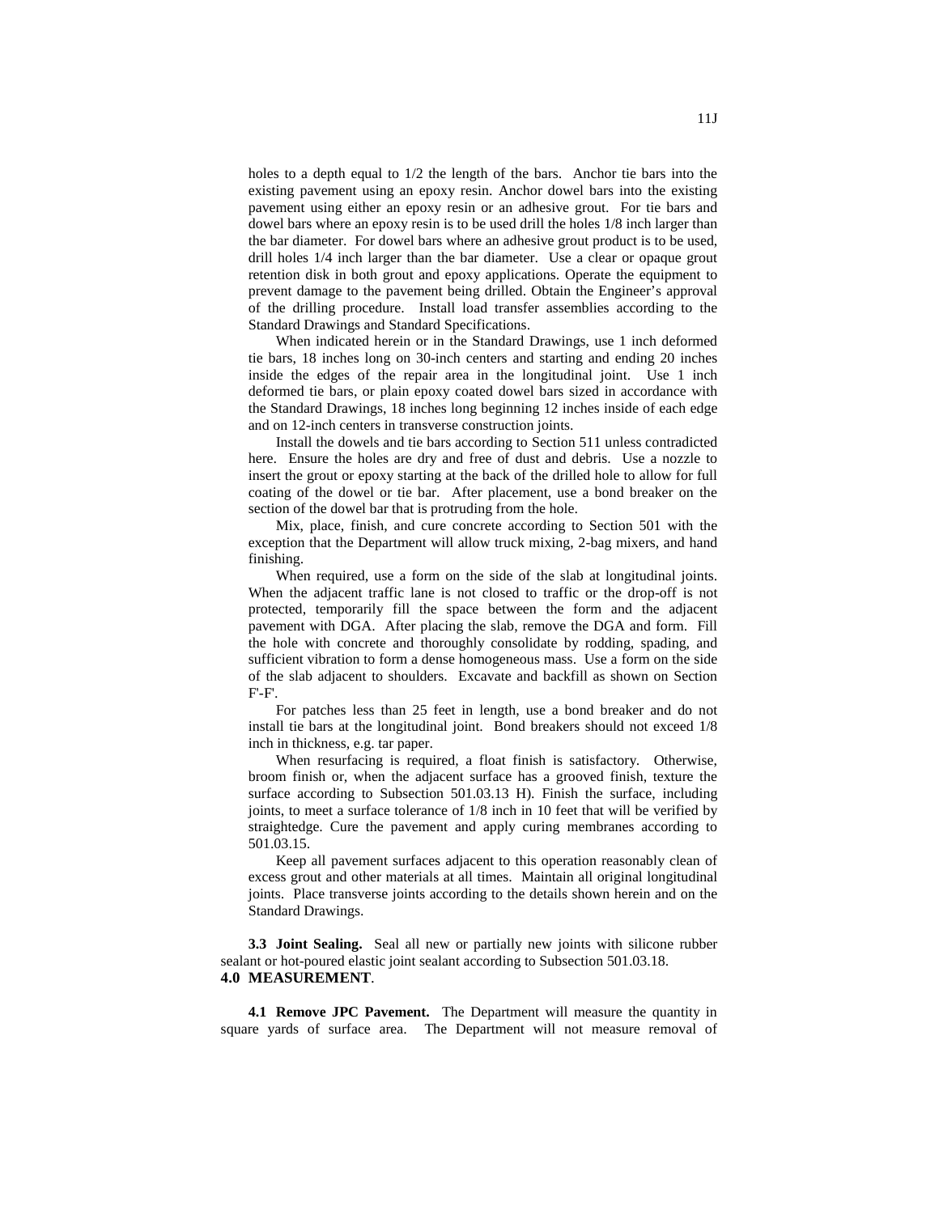holes to a depth equal to 1/2 the length of the bars. Anchor tie bars into the existing pavement using an epoxy resin. Anchor dowel bars into the existing pavement using either an epoxy resin or an adhesive grout. For tie bars and dowel bars where an epoxy resin is to be used drill the holes 1/8 inch larger than the bar diameter. For dowel bars where an adhesive grout product is to be used, drill holes 1/4 inch larger than the bar diameter. Use a clear or opaque grout retention disk in both grout and epoxy applications. Operate the equipment to prevent damage to the pavement being drilled. Obtain the Engineer's approval of the drilling procedure. Install load transfer assemblies according to the Standard Drawings and Standard Specifications.

When indicated herein or in the Standard Drawings, use 1 inch deformed tie bars, 18 inches long on 30-inch centers and starting and ending 20 inches inside the edges of the repair area in the longitudinal joint. Use 1 inch deformed tie bars, or plain epoxy coated dowel bars sized in accordance with the Standard Drawings, 18 inches long beginning 12 inches inside of each edge and on 12-inch centers in transverse construction joints.

Install the dowels and tie bars according to Section 511 unless contradicted here. Ensure the holes are dry and free of dust and debris. Use a nozzle to insert the grout or epoxy starting at the back of the drilled hole to allow for full coating of the dowel or tie bar. After placement, use a bond breaker on the section of the dowel bar that is protruding from the hole.

Mix, place, finish, and cure concrete according to Section 501 with the exception that the Department will allow truck mixing, 2-bag mixers, and hand finishing.

When required, use a form on the side of the slab at longitudinal joints. When the adjacent traffic lane is not closed to traffic or the drop-off is not protected, temporarily fill the space between the form and the adjacent pavement with DGA. After placing the slab, remove the DGA and form. Fill the hole with concrete and thoroughly consolidate by rodding, spading, and sufficient vibration to form a dense homogeneous mass. Use a form on the side of the slab adjacent to shoulders. Excavate and backfill as shown on Section F'-F'.

For patches less than 25 feet in length, use a bond breaker and do not install tie bars at the longitudinal joint. Bond breakers should not exceed 1/8 inch in thickness, e.g. tar paper.

When resurfacing is required, a float finish is satisfactory. Otherwise, broom finish or, when the adjacent surface has a grooved finish, texture the surface according to Subsection 501.03.13 H). Finish the surface, including joints, to meet a surface tolerance of 1/8 inch in 10 feet that will be verified by straightedge. Cure the pavement and apply curing membranes according to 501.03.15.

Keep all pavement surfaces adjacent to this operation reasonably clean of excess grout and other materials at all times. Maintain all original longitudinal joints. Place transverse joints according to the details shown herein and on the Standard Drawings.

**3.3 Joint Sealing.** Seal all new or partially new joints with silicone rubber sealant or hot-poured elastic joint sealant according to Subsection 501.03.18.

## 4.0 MEASUREMENT.

**4.1 Remove JPC Pavement.** The Department will measure the quantity in square yards of surface area. The Department will not measure removal of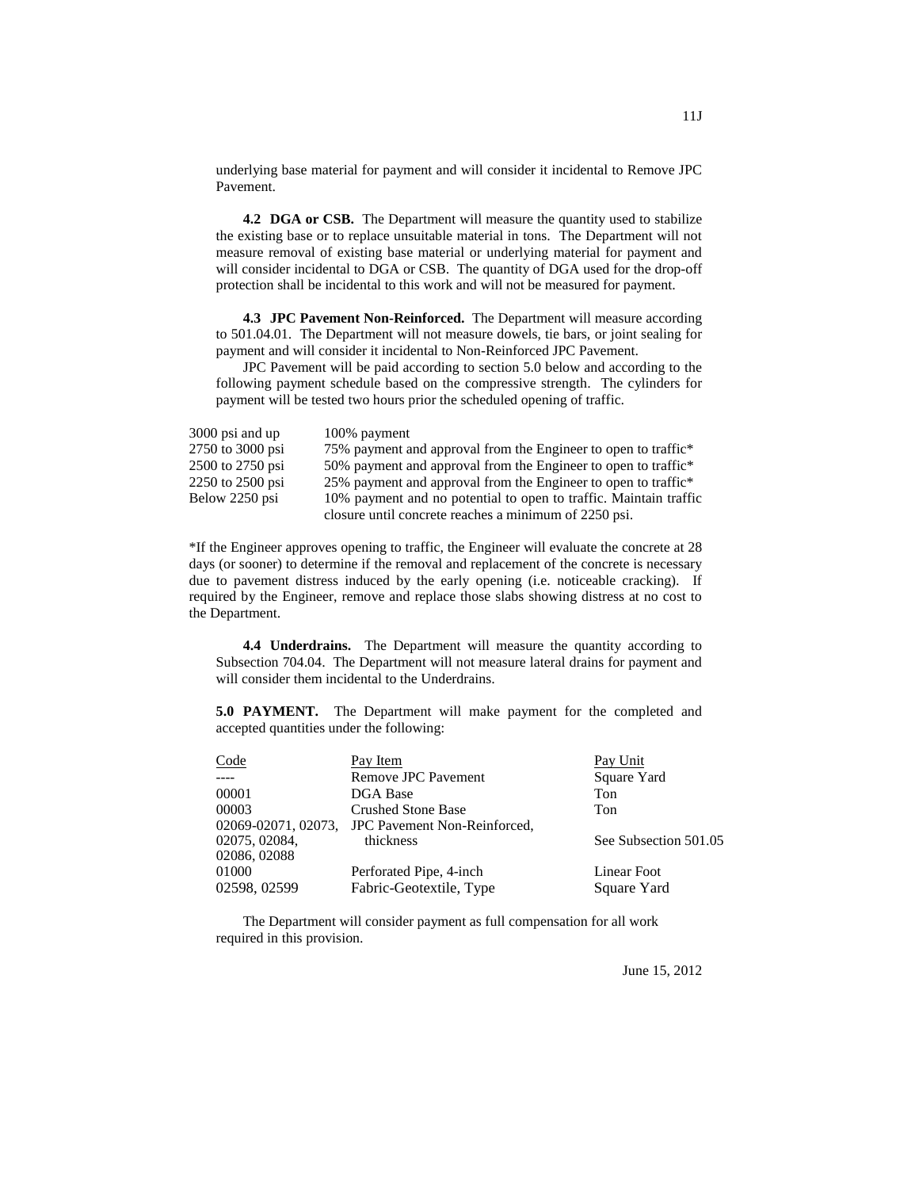underlying base material for payment and will consider it incidental to Remove JPC Pavement.

**4.2 DGA or CSB.** The Department will measure the quantity used to stabilize the existing base or to replace unsuitable material in tons. The Department will not measure removal of existing base material or underlying material for payment and will consider incidental to DGA or CSB. The quantity of DGA used for the drop-off protection shall be incidental to this work and will not be measured for payment.

**4.3 JPC Pavement Non-Reinforced.** The Department will measure according to 501.04.01. The Department will not measure dowels, tie bars, or joint sealing for payment and will consider it incidental to Non-Reinforced JPC Pavement.

JPC Pavement will be paid according to section 5.0 below and according to the following payment schedule based on the compressive strength. The cylinders for payment will be tested two hours prior the scheduled opening of traffic.

| | |
|---|---|
| 3000 psi and up | 100% payment |
| 2750 to 3000 psi | 75% payment and approval from the Engineer to open to traffic* |
| 2500 to 2750 psi | 50% payment and approval from the Engineer to open to traffic* |
| 2250 to 2500 psi | 25% payment and approval from the Engineer to open to traffic* |
| Below 2250 psi | 10% payment and no potential to open to traffic. Maintain traffic closure until concrete reaches a minimum of 2250 psi. |

*If the Engineer approves opening to traffic, the Engineer will evaluate the concrete at 28 days (or sooner) to determine if the removal and replacement of the concrete is necessary due to pavement distress induced by the early opening (i.e. noticeable cracking). If required by the Engineer, remove and replace those slabs showing distress at no cost to the Department.

**4.4 Underdrains.** The Department will measure the quantity according to Subsection 704.04. The Department will not measure lateral drains for payment and will consider them incidental to the Underdrains.

**5.0 PAYMENT.** The Department will make payment for the completed and accepted quantities under the following:

| Code | Pay Item | Pay Unit |
|---|---|---|
| ---- | Remove JPC Pavement | Square Yard |
| 00001 | DGA Base | Ton |
| 00003 | Crushed Stone Base | Ton |
| 02069-02071, 02073, 02075, 02084, 02086, 02088 | JPC Pavement Non-Reinforced, thickness | See Subsection 501.05 |
| 01000 | Perforated Pipe, 4-inch | Linear Foot |
| 02598, 02599 | Fabric-Geotextile, Type | Square Yard |

The Department will consider payment as full compensation for all work required in this provision.

June 15, 2012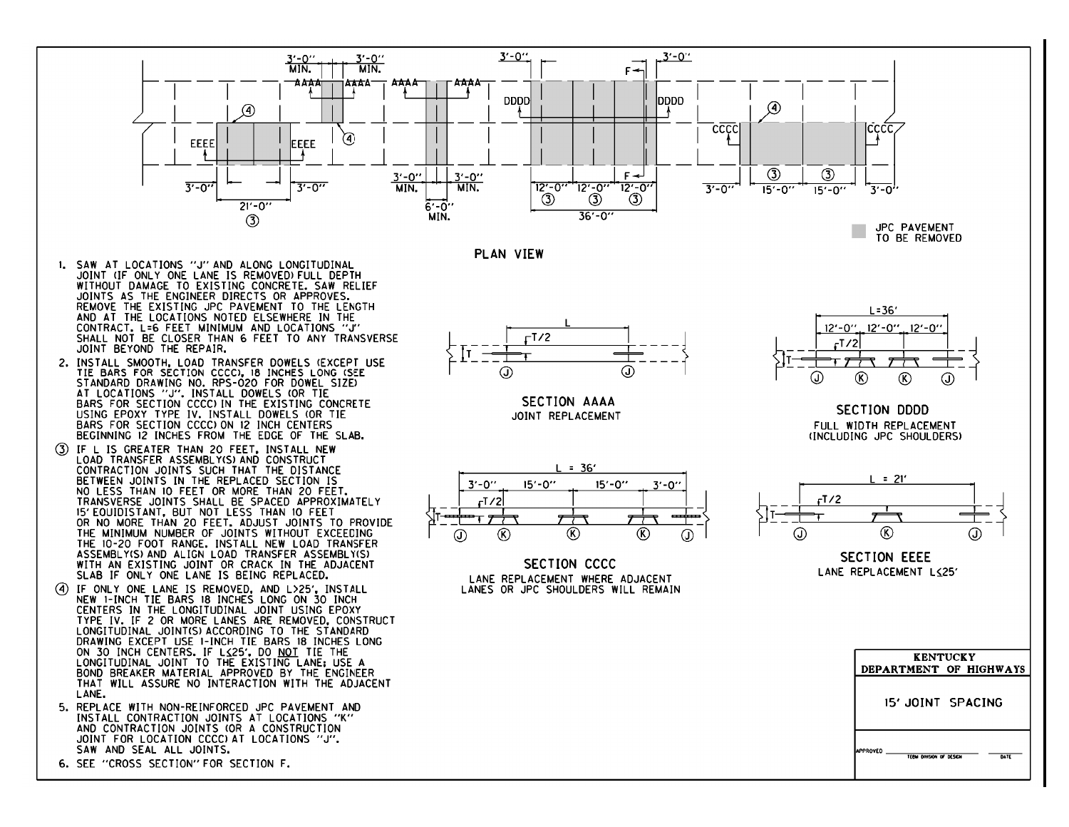PLAN VIEW

JPC PAVEMENT TO BE REMOVED

1. SAW AT LOCATIONS "J" AND ALONG LONGITUDINAL JOINT (IF ONLY ONE LANE IS REMOVED) FULL DEPTH WITHOUT DAMAGE TO EXISTING CONCRETE. SAW RELIEF JOINTS AS THE ENGINEER DIRECTS OR APPROVES. REMOVE THE EXISTING JPC PAVEMENT TO THE LENGTH AND AT THE LOCATIONS NOTED ELSEWHERE IN THE CONTRACT. L=6 FEET MINIMUM AND LOCATIONS "J" SHALL NOT BE CLOSER THAN 6 FEET TO ANY TRANSVERSE JOINT BEYOND THE REPAIR.
2. INSTALL SMOOTH, LOAD TRANSFER DOWELS (EXCEPT USE TIE BARS FOR SECTION CCCC), 18 INCHES LONG (SEE STANDARD DRAWING NO. RPS-020 FOR DOWEL SIZE) AT LOCATIONS "J". INSTALL DOWELS (OR TIE BARS FOR SECTION CCCC) IN THE EXISTING CONCRETE USING EPOXY TYPE IV. INSTALL DOWELS (OR TIE BARS FOR SECTION CCCC) ON 12 INCH CENTERS BEGINNING 12 INCHES FROM THE EDGE OF THE SLAB.
3. (③) IF L IS GREATER THAN 20 FEET, INSTALL NEW LOAD TRANSFER ASSEMBLY(S) AND CONSTRUCT CONTRACTION JOINTS SUCH THAT THE DISTANCE BETWEEN JOINTS IN THE REPLACED SECTION IS NO LESS THAN 10 FEET OR MORE THAN 20 FEET. TRANSVERSE JOINTS SHALL BE SPACED APPROXIMATELY 15' EQUIDISTANT, BUT NOT LESS THAN 10 FEET OR NO MORE THAN 20 FEET. ADJUST JOINTS TO PROVIDE THE MINIMUM NUMBER OF JOINTS WITHOUT EXCEEDING THE 10-20 FOOT RANGE. INSTALL NEW LOAD TRANSFER ASSEMBLY(S) AND ALIGN LOAD TRANSFER ASSEMBLY(S) WITH AN EXISTING JOINT OR CRACK IN THE ADJACENT SLAB IF ONLY ONE LANE IS BEING REPLACED.
4. (④) IF ONLY ONE LANE IS REMOVED, AND L>25', INSTALL NEW 1-INCH TIE BARS 18 INCHES LONG ON 30 INCH CENTERS IN THE LONGITUDINAL JOINT USING EPOXY TYPE IV. IF 2 OR MORE LANES ARE REMOVED, CONSTRUCT LONGITUDINAL JOINT(S) ACCORDING TO THE STANDARD DRAWING EXCEPT USE 1-INCH TIE BARS 18 INCHES LONG ON 30 INCH CENTERS. IF L≤25', DO NOT TIE THE LONGITUDINAL JOINT TO THE EXISTING LANE; USE A BOND BREAKER MATERIAL APPROVED BY THE ENGINEER THAT WILL ASSURE NO INTERACTION WITH THE ADJACENT LANE.
5. REPLACE WITH NON-REINFORCED JPC PAVEMENT AND INSTALL CONTRACTION JOINTS AT LOCATIONS "K" AND CONTRACTION JOINTS (OR A CONSTRUCTION JOINT FOR LOCATION CCCC) AT LOCATIONS "J". SAW AND SEAL ALL JOINTS.
6. SEE "CROSS SECTION" FOR SECTION F.

SECTION AAAA

JOINT REPLACEMENT

SECTION DDDD

FULL WIDTH REPLACEMENT (INCLUDING JPC SHOULDERS)

SECTION CCCC

LANE REPLACEMENT WHERE ADJACENT LANES OR JPC SHOULDERS WILL REMAIN

SECTION EEEE

LANE REPLACEMENT L≤25'

KENTUCKY DEPARTMENT OF HIGHWAYS

15' JOINT SPACING

APPROVED ____________ TEBM DIVISION OF DESIGN ____ DATE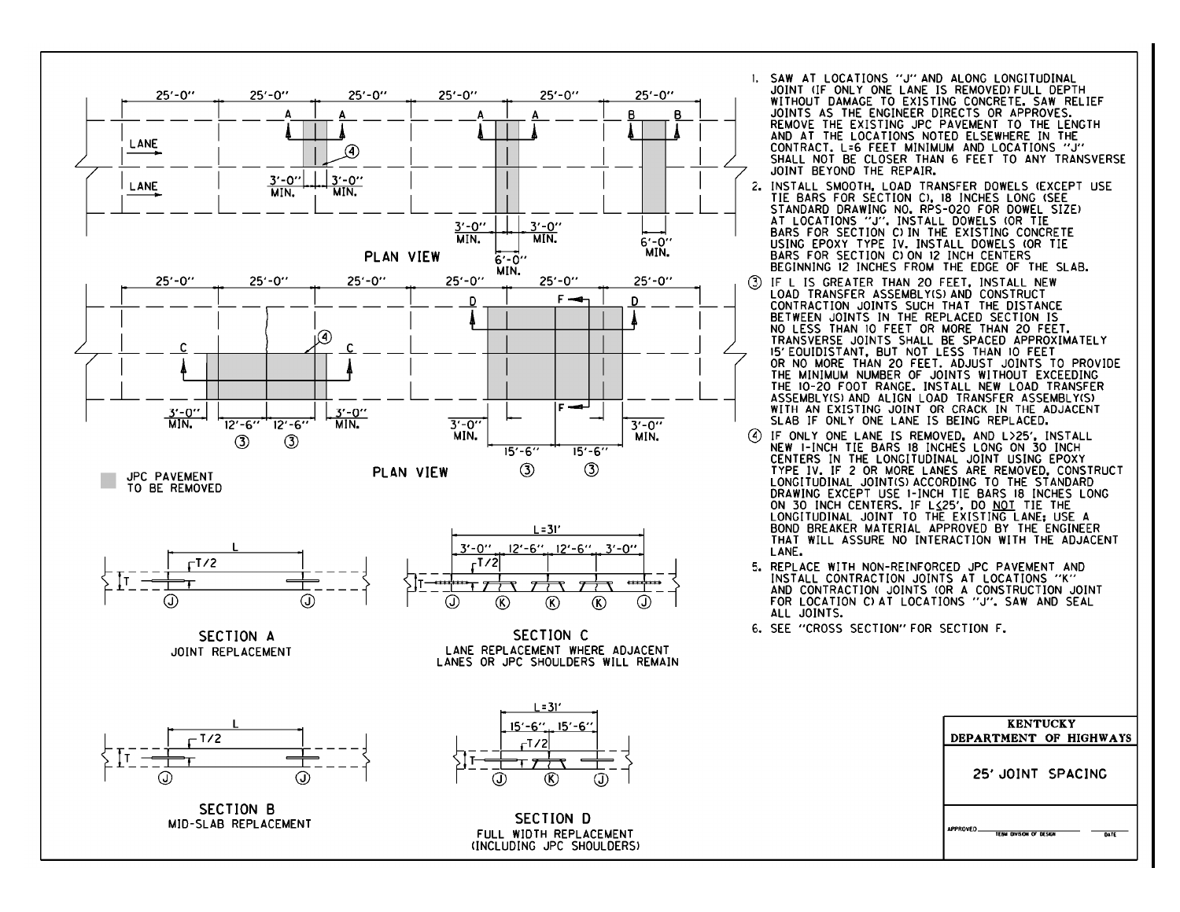25'-0" 25'-0" 25'-0" 25'-0" 25'-0" 25'-0"

LANE →

LANE →

A A A A B B

④

3'-0" MIN. 3'-0" MIN.

3'-0" MIN. 3'-0" MIN.

6'-0" MIN.

6'-0" MIN.

PLAN VIEW

25'-0" 25'-0" 25'-0" 25'-0" 25'-0" 25'-0"

C C ④ D F D

F

3'-0" MIN. 12'-6" 12'-6" 3'-0" MIN.

③ ③

3'-0" MIN. 15'-6" 15'-6" 3'-0" MIN.

③ ③

PLAN VIEW

JPC PAVEMENT TO BE REMOVED

L

T/2

T

Ⓙ Ⓙ

**SECTION A**
JOINT REPLACEMENT

L=31'

3'-0" 12'-6" 12'-6" 3'-0"

T/2

T

Ⓙ Ⓚ Ⓚ Ⓚ Ⓙ

**SECTION C**
LANE REPLACEMENT WHERE ADJACENT LANES OR JPC SHOULDERS WILL REMAIN

L

T/2

T

Ⓙ Ⓙ

**SECTION B**
MID-SLAB REPLACEMENT

L=31'

15'-6" 15'-6"

T/2

T

Ⓙ Ⓚ Ⓙ

**SECTION D**
FULL WIDTH REPLACEMENT (INCLUDING JPC SHOULDERS)

1. SAW AT LOCATIONS "J" AND ALONG LONGITUDINAL JOINT (IF ONLY ONE LANE IS REMOVED) FULL DEPTH WITHOUT DAMAGE TO EXISTING CONCRETE. SAW RELIEF JOINTS AS THE ENGINEER DIRECTS OR APPROVES. REMOVE THE EXISTING JPC PAVEMENT TO THE LENGTH AND AT THE LOCATIONS NOTED ELSEWHERE IN THE CONTRACT. L=6 FEET MINIMUM AND LOCATIONS "J" SHALL NOT BE CLOSER THAN 6 FEET TO ANY TRANSVERSE JOINT BEYOND THE REPAIR.
2. INSTALL SMOOTH, LOAD TRANSFER DOWELS (EXCEPT USE TIE BARS FOR SECTION C), 18 INCHES LONG (SEE STANDARD DRAWING NO. RPS-020 FOR DOWEL SIZE) AT LOCATIONS "J". INSTALL DOWELS (OR TIE BARS FOR SECTION C) IN THE EXISTING CONCRETE USING EPOXY TYPE IV. INSTALL DOWELS (OR TIE BARS FOR SECTION C) ON 12 INCH CENTERS BEGINNING 12 INCHES FROM THE EDGE OF THE SLAB.
3. ③ IF L IS GREATER THAN 20 FEET, INSTALL NEW LOAD TRANSFER ASSEMBLY(S) AND CONSTRUCT CONTRACTION JOINTS SUCH THAT THE DISTANCE BETWEEN JOINTS IN THE REPLACED SECTION IS NO LESS THAN 10 FEET OR MORE THAN 20 FEET. TRANSVERSE JOINTS SHALL BE SPACED APPROXIMATELY 15' EQUIDISTANT, BUT NOT LESS THAN 10 FEET OR NO MORE THAN 20 FEET. ADJUST JOINTS TO PROVIDE THE MINIMUM NUMBER OF JOINTS WITHOUT EXCEEDING THE 10-20 FOOT RANGE. INSTALL NEW LOAD TRANSFER ASSEMBLY(S) AND ALIGN LOAD TRANSFER ASSEMBLY(S) WITH AN EXISTING JOINT OR CRACK IN THE ADJACENT SLAB IF ONLY ONE LANE IS BEING REPLACED.
4. ④ IF ONLY ONE LANE IS REMOVED, AND L>25', INSTALL NEW 1-INCH TIE BARS 18 INCHES LONG ON 30 INCH CENTERS IN THE LONGITUDINAL JOINT USING EPOXY TYPE IV. IF 2 OR MORE LANES ARE REMOVED, CONSTRUCT LONGITUDINAL JOINT(S) ACCORDING TO THE STANDARD DRAWING EXCEPT USE 1-INCH TIE BARS 18 INCHES LONG ON 30 INCH CENTERS. IF L≤25', DO <u>NOT</u> TIE THE LONGITUDINAL JOINT TO THE EXISTING LANE; USE A BOND BREAKER MATERIAL APPROVED BY THE ENGINEER THAT WILL ASSURE NO INTERACTION WITH THE ADJACENT LANE.
5. REPLACE WITH NON-REINFORCED JPC PAVEMENT AND INSTALL CONTRACTION JOINTS AT LOCATIONS "K" AND CONTRACTION JOINTS (OR A CONSTRUCTION JOINT FOR LOCATION C) AT LOCATIONS "J". SAW AND SEAL ALL JOINTS.
6. SEE "CROSS SECTION" FOR SECTION F.

**KENTUCKY DEPARTMENT OF HIGHWAYS**

25' JOINT SPACING

APPROVED ____ TEBM DIVISION OF DESIGN ____ DATE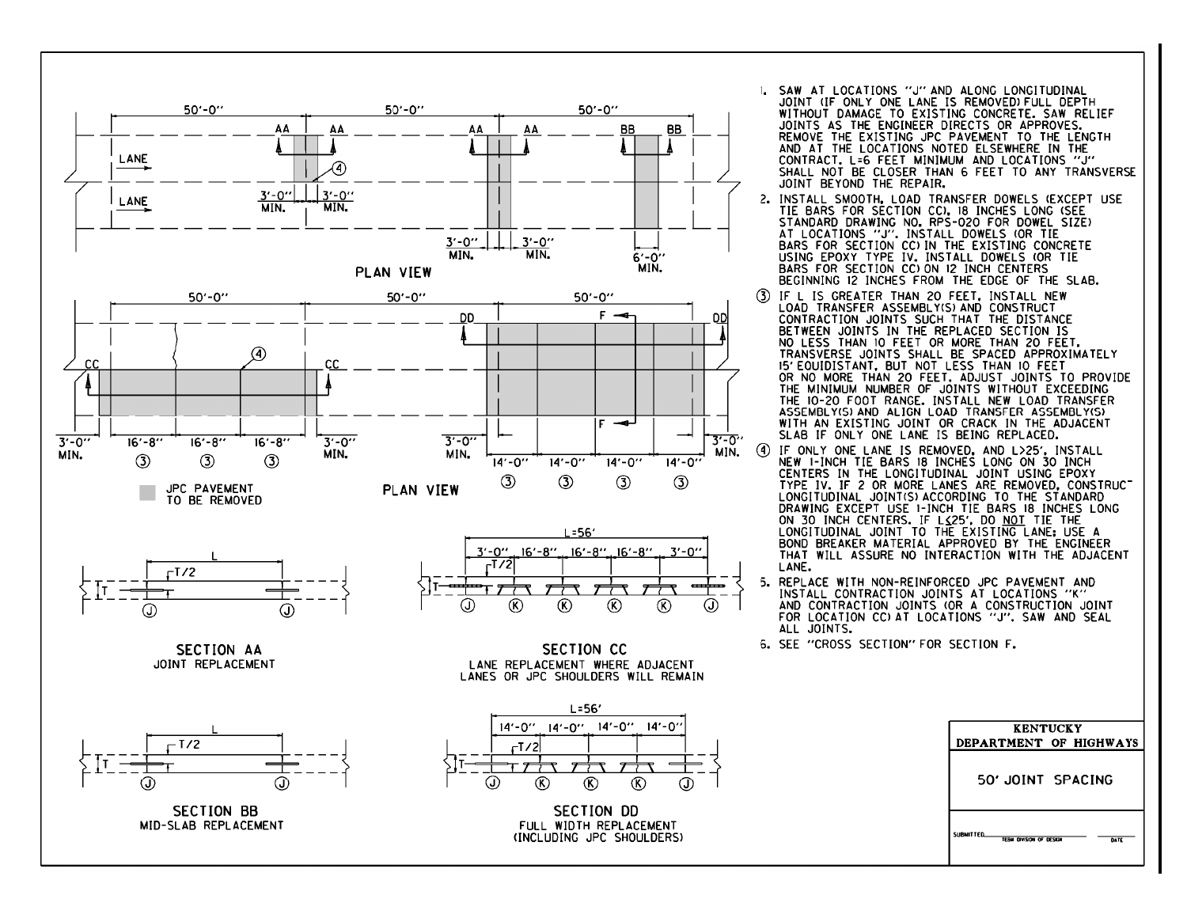50'-0'' 50'-0'' 50'-0''

AA AA AA AA BB BB

LANE

LANE

④

3'-0'' MIN. 3'-0'' MIN.

3'-0'' MIN. 3'-0'' MIN.

6'-0'' MIN.

PLAN VIEW

50'-0'' 50'-0'' 50'-0''

CC CC DD DD F F

④

3'-0'' MIN. 16'-8'' 16'-8'' 16'-8'' 3'-0'' MIN.

③ ③ ③

3'-0'' MIN. 14'-0'' 14'-0'' 14'-0'' 14'-0'' 3'-0'' MIN.

③ ③ ③ ③

JPC PAVEMENT TO BE REMOVED

PLAN VIEW

L

T/2

T

J J

**SECTION AA**
JOINT REPLACEMENT

L=56'

3'-0'' 16'-8'' 16'-8'' 16'-8'' 3'-0''

T/2

T

J K K K K J

**SECTION CC**
LANE REPLACEMENT WHERE ADJACENT LANES OR JPC SHOULDERS WILL REMAIN

L

T/2

T

J J

**SECTION BB**
MID-SLAB REPLACEMENT

L=56'

14'-0'' 14'-0'' 14'-0'' 14'-0''

T/2

T

J K K K J

**SECTION DD**
FULL WIDTH REPLACEMENT (INCLUDING JPC SHOULDERS)

1. SAW AT LOCATIONS "J" AND ALONG LONGITUDINAL JOINT (IF ONLY ONE LANE IS REMOVED) FULL DEPTH WITHOUT DAMAGE TO EXISTING CONCRETE. SAW RELIEF JOINTS AS THE ENGINEER DIRECTS OR APPROVES. REMOVE THE EXISTING JPC PAVEMENT TO THE LENGTH AND AT THE LOCATIONS NOTED ELSEWHERE IN THE CONTRACT. L=6 FEET MINIMUM AND LOCATIONS "J" SHALL NOT BE CLOSER THAN 6 FEET TO ANY TRANSVERSE JOINT BEYOND THE REPAIR.
2. INSTALL SMOOTH, LOAD TRANSFER DOWELS (EXCEPT USE TIE BARS FOR SECTION CC), 18 INCHES LONG (SEE STANDARD DRAWING NO. RPS-020 FOR DOWEL SIZE) AT LOCATIONS "J". INSTALL DOWELS (OR TIE BARS FOR SECTION CC) IN THE EXISTING CONCRETE USING EPOXY TYPE IV. INSTALL DOWELS (OR TIE BARS FOR SECTION CC) ON 12 INCH CENTERS BEGINNING 12 INCHES FROM THE EDGE OF THE SLAB.

③ IF L IS GREATER THAN 20 FEET, INSTALL NEW LOAD TRANSFER ASSEMBLY(S) AND CONSTRUCT CONTRACTION JOINTS SUCH THAT THE DISTANCE BETWEEN JOINTS IN THE REPLACED SECTION IS NO LESS THAN 10 FEET OR MORE THAN 20 FEET. TRANSVERSE JOINTS SHALL BE SPACED APPROXIMATELY 15' EQUIDISTANT, BUT NOT LESS THAN 10 FEET OR NO MORE THAN 20 FEET. ADJUST JOINTS TO PROVIDE THE MINIMUM NUMBER OF JOINTS WITHOUT EXCEEDING THE 10-20 FOOT RANGE. INSTALL NEW LOAD TRANSFER ASSEMBLY(S) AND ALIGN LOAD TRANSFER ASSEMBLY(S) WITH AN EXISTING JOINT OR CRACK IN THE ADJACENT SLAB IF ONLY ONE LANE IS BEING REPLACED.

④ IF ONLY ONE LANE IS REMOVED, AND L>25', INSTALL NEW 1-INCH TIE BARS 18 INCHES LONG ON 30 INCH CENTERS IN THE LONGITUDINAL JOINT USING EPOXY TYPE IV. IF 2 OR MORE LANES ARE REMOVED, CONSTRUCT LONGITUDINAL JOINT(S) ACCORDING TO THE STANDARD DRAWING EXCEPT USE 1-INCH TIE BARS 18 INCHES LONG ON 30 INCH CENTERS. IF L≤25', DO NOT TIE THE LONGITUDINAL JOINT TO THE EXISTING LANE; USE A BOND BREAKER MATERIAL APPROVED BY THE ENGINEER THAT WILL ASSURE NO INTERACTION WITH THE ADJACENT LANE.

5. REPLACE WITH NON-REINFORCED JPC PAVEMENT AND INSTALL CONTRACTION JOINTS AT LOCATIONS "K" AND CONTRACTION JOINTS (OR A CONSTRUCTION JOINT FOR LOCATION CC) AT LOCATIONS "J". SAW AND SEAL ALL JOINTS.
6. SEE "CROSS SECTION" FOR SECTION F.

**KENTUCKY DEPARTMENT OF HIGHWAYS**

50' JOINT SPACING

SUBMITTED ______ TEBM DIVISION OF DESIGN ______ DATE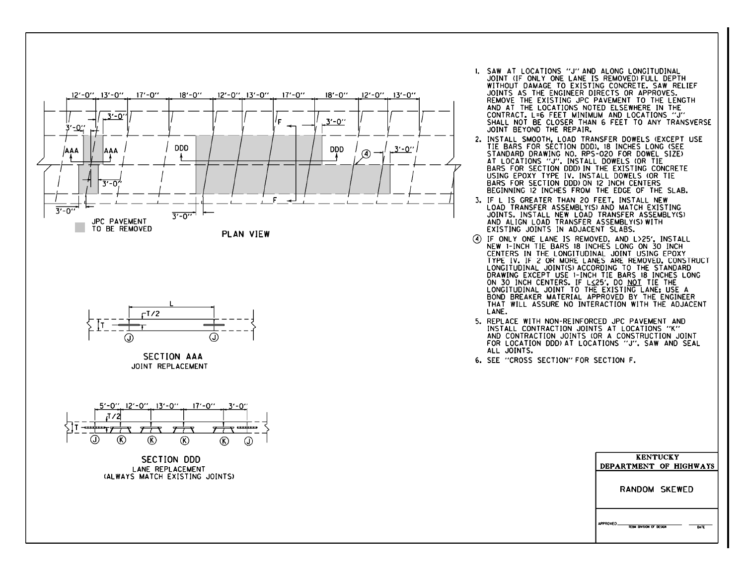1. SAW AT LOCATIONS "J" AND ALONG LONGITUDINAL JOINT (IF ONLY ONE LANE IS REMOVED) FULL DEPTH WITHOUT DAMAGE TO EXISTING CONCRETE. SAW RELIEF JOINTS AS THE ENGINEER DIRECTS OR APPROVES. REMOVE THE EXISTING JPC PAVEMENT TO THE LENGTH AND AT THE LOCATIONS NOTED ELSEWHERE IN THE CONTRACT. L=6 FEET MINIMUM AND LOCATIONS "J" SHALL NOT BE CLOSER THAN 6 FEET TO ANY TRANSVERSE JOINT BEYOND THE REPAIR.
2. INSTALL SMOOTH, LOAD TRANSFER DOWELS (EXCEPT USE TIE BARS FOR SECTION DDD), 18 INCHES LONG (SEE STANDARD DRAWING NO. RPS-020 FOR DOWEL SIZE) AT LOCATIONS "J". INSTALL DOWELS (OR TIE BARS FOR SECTION DDD) IN THE EXISTING CONCRETE USING EPOXY TYPE IV. INSTALL DOWELS (OR TIE BARS FOR SECTION DDD) ON 12 INCH CENTERS BEGINNING 12 INCHES FROM THE EDGE OF THE SLAB.
3. IF L IS GREATER THAN 20 FEET, INSTALL NEW LOAD TRANSFER ASSEMBLY(S) AND MATCH EXISTING JOINTS. INSTALL NEW LOAD TRANSFER ASSEMBLY(S) AND ALIGN LOAD TRANSFER ASSEMBLY(S) WITH EXISTING JOINTS IN ADJACENT SLABS.
4. IF ONLY ONE LANE IS REMOVED, AND L>25', INSTALL NEW 1-INCH TIE BARS 18 INCHES LONG ON 30 INCH CENTERS IN THE LONGITUDINAL JOINT USING EPOXY TYPE IV. IF 2 OR MORE LANES ARE REMOVED, CONSTRUCT LONGITUDINAL JOINT(S) ACCORDING TO THE STANDARD DRAWING EXCEPT USE 1-INCH TIE BARS 18 INCHES LONG ON 30 INCH CENTERS. IF L≤25', DO <u>NOT</u> TIE THE LONGITUDINAL JOINT TO THE EXISTING LANE; USE A BOND BREAKER MATERIAL APPROVED BY THE ENGINEER THAT WILL ASSURE NO INTERACTION WITH THE ADJACENT LANE.
5. REPLACE WITH NON-REINFORCED JPC PAVEMENT AND INSTALL CONTRACTION JOINTS AT LOCATIONS "K" AND CONTRACTION JOINTS (OR A CONSTRUCTION JOINT FOR LOCATION DDD) AT LOCATIONS "J". SAW AND SEAL ALL JOINTS.
6. SEE "CROSS SECTION" FOR SECTION F.

12'-0" 13'-0" 17'-0" 18'-0" 12'-0" 13'-0" 17'-0" 18'-0" 12'-0" 13'-0"

3'-0" 3'-0" AAA AAA DDD DDD F F 3'-0" 3'-0" 3'-0" 3'-0" 3'-0"

JPC PAVEMENT TO BE REMOVED

PLAN VIEW

L T/2 T J J

SECTION AAA
JOINT REPLACEMENT

5'-0" 12'-0" 13'-0" 17'-0" 3'-0" T/2 T J K K K K J

SECTION DDD
LANE REPLACEMENT
(ALWAYS MATCH EXISTING JOINTS)

KENTUCKY
DEPARTMENT OF HIGHWAYS

RANDOM SKEWED

APPROVED ____ TEBM DIVISION OF DESIGN ____ DATE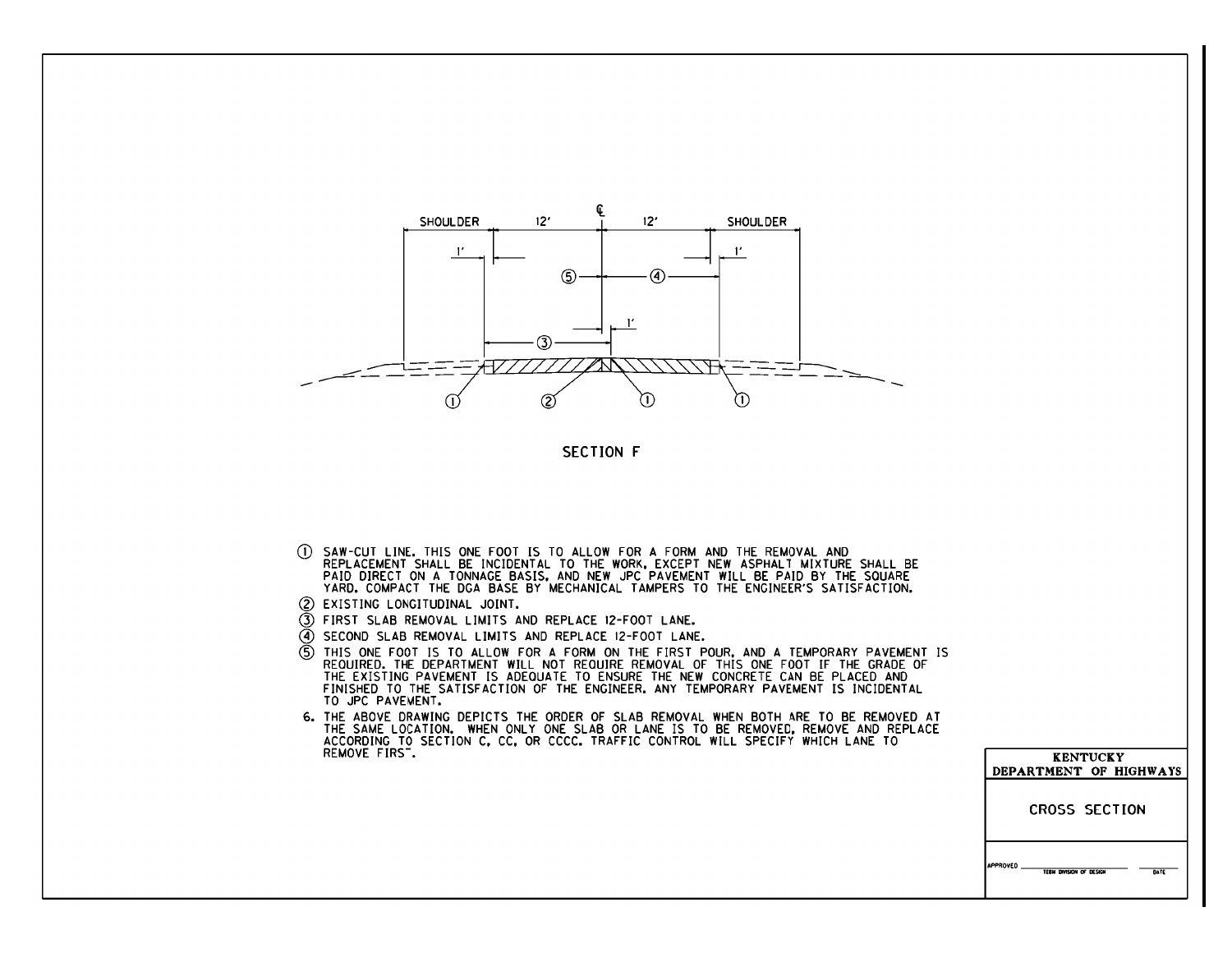SHOULDER 12' ℄ 12' SHOULDER

1' 1'

⑤ ④

1'

③

① ② ① ①

SECTION F

① SAW-CUT LINE. THIS ONE FOOT IS TO ALLOW FOR A FORM AND THE REMOVAL AND REPLACEMENT SHALL BE INCIDENTAL TO THE WORK, EXCEPT NEW ASPHALT MIXTURE SHALL BE PAID DIRECT ON A TONNAGE BASIS, AND NEW JPC PAVEMENT WILL BE PAID BY THE SQUARE YARD. COMPACT THE DGA BASE BY MECHANICAL TAMPERS TO THE ENGINEER'S SATISFACTION.

② EXISTING LONGITUDINAL JOINT.

③ FIRST SLAB REMOVAL LIMITS AND REPLACE 12-FOOT LANE.

④ SECOND SLAB REMOVAL LIMITS AND REPLACE 12-FOOT LANE.

⑤ THIS ONE FOOT IS TO ALLOW FOR A FORM ON THE FIRST POUR, AND A TEMPORARY PAVEMENT IS REQUIRED. THE DEPARTMENT WILL NOT REQUIRE REMOVAL OF THIS ONE FOOT IF THE GRADE OF THE EXISTING PAVEMENT IS ADEQUATE TO ENSURE THE NEW CONCRETE CAN BE PLACED AND FINISHED TO THE SATISFACTION OF THE ENGINEER. ANY TEMPORARY PAVEMENT IS INCIDENTAL TO JPC PAVEMENT.

6. THE ABOVE DRAWING DEPICTS THE ORDER OF SLAB REMOVAL WHEN BOTH ARE TO BE REMOVED AT THE SAME LOCATION. WHEN ONLY ONE SLAB OR LANE IS TO BE REMOVED, REMOVE AND REPLACE ACCORDING TO SECTION C, CC, OR CCCC. TRAFFIC CONTROL WILL SPECIFY WHICH LANE TO REMOVE FIRS".

**KENTUCKY DEPARTMENT OF HIGHWAYS**

CROSS SECTION

APPROVED ____________ TEBM DIVISION OF DESIGN ______ DATE